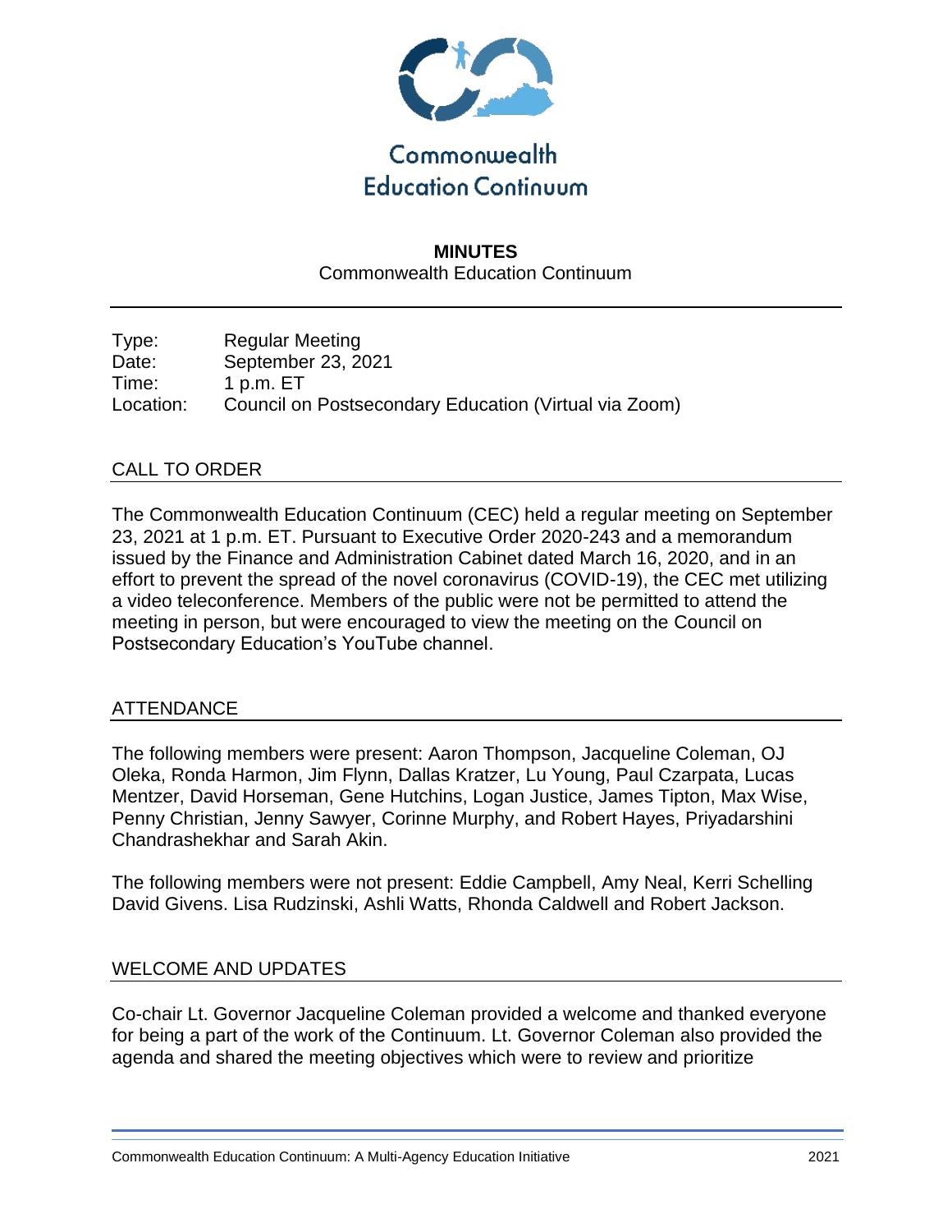Commonwealth Education Continuum

**MINUTES**
Commonwealth Education Continuum

| | |
|---|---|
| Type: | Regular Meeting |
| Date: | September 23, 2021 |
| Time: | 1 p.m. ET |
| Location: | Council on Postsecondary Education (Virtual via Zoom) |

## CALL TO ORDER

The Commonwealth Education Continuum (CEC) held a regular meeting on September 23, 2021 at 1 p.m. ET. Pursuant to Executive Order 2020-243 and a memorandum issued by the Finance and Administration Cabinet dated March 16, 2020, and in an effort to prevent the spread of the novel coronavirus (COVID-19), the CEC met utilizing a video teleconference. Members of the public were not be permitted to attend the meeting in person, but were encouraged to view the meeting on the Council on Postsecondary Education's YouTube channel.

## ATTENDANCE

The following members were present: Aaron Thompson, Jacqueline Coleman, OJ Oleka, Ronda Harmon, Jim Flynn, Dallas Kratzer, Lu Young, Paul Czarpata, Lucas Mentzer, David Horseman, Gene Hutchins, Logan Justice, James Tipton, Max Wise, Penny Christian, Jenny Sawyer, Corinne Murphy, and Robert Hayes, Priyadarshini Chandrashekhar and Sarah Akin.

The following members were not present: Eddie Campbell, Amy Neal, Kerri Schelling David Givens. Lisa Rudzinski, Ashli Watts, Rhonda Caldwell and Robert Jackson.

## WELCOME AND UPDATES

Co-chair Lt. Governor Jacqueline Coleman provided a welcome and thanked everyone for being a part of the work of the Continuum. Lt. Governor Coleman also provided the agenda and shared the meeting objectives which were to review and prioritize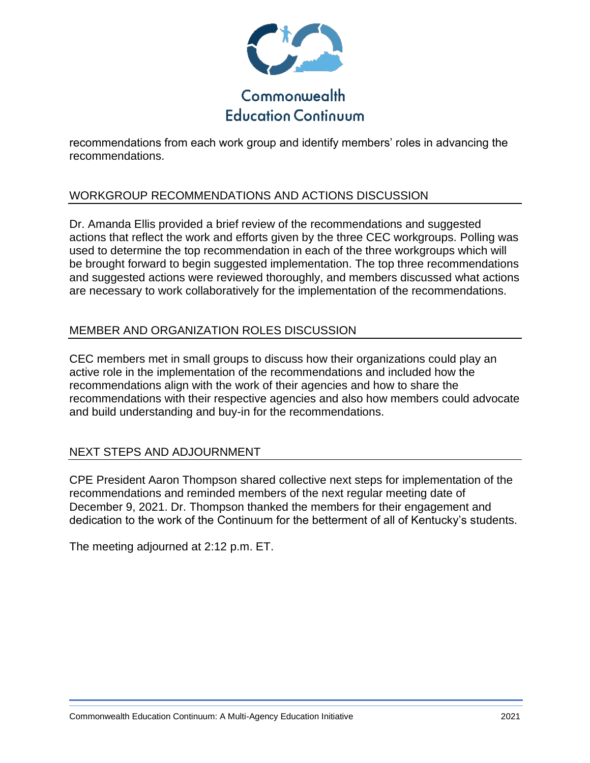recommendations from each work group and identify members' roles in advancing the recommendations.

## WORKGROUP RECOMMENDATIONS AND ACTIONS DISCUSSION

Dr. Amanda Ellis provided a brief review of the recommendations and suggested actions that reflect the work and efforts given by the three CEC workgroups. Polling was used to determine the top recommendation in each of the three workgroups which will be brought forward to begin suggested implementation. The top three recommendations and suggested actions were reviewed thoroughly, and members discussed what actions are necessary to work collaboratively for the implementation of the recommendations.

## MEMBER AND ORGANIZATION ROLES DISCUSSION

CEC members met in small groups to discuss how their organizations could play an active role in the implementation of the recommendations and included how the recommendations align with the work of their agencies and how to share the recommendations with their respective agencies and also how members could advocate and build understanding and buy-in for the recommendations.

## NEXT STEPS AND ADJOURNMENT

CPE President Aaron Thompson shared collective next steps for implementation of the recommendations and reminded members of the next regular meeting date of December 9, 2021. Dr. Thompson thanked the members for their engagement and dedication to the work of the Continuum for the betterment of all of Kentucky's students.

The meeting adjourned at 2:12 p.m. ET.